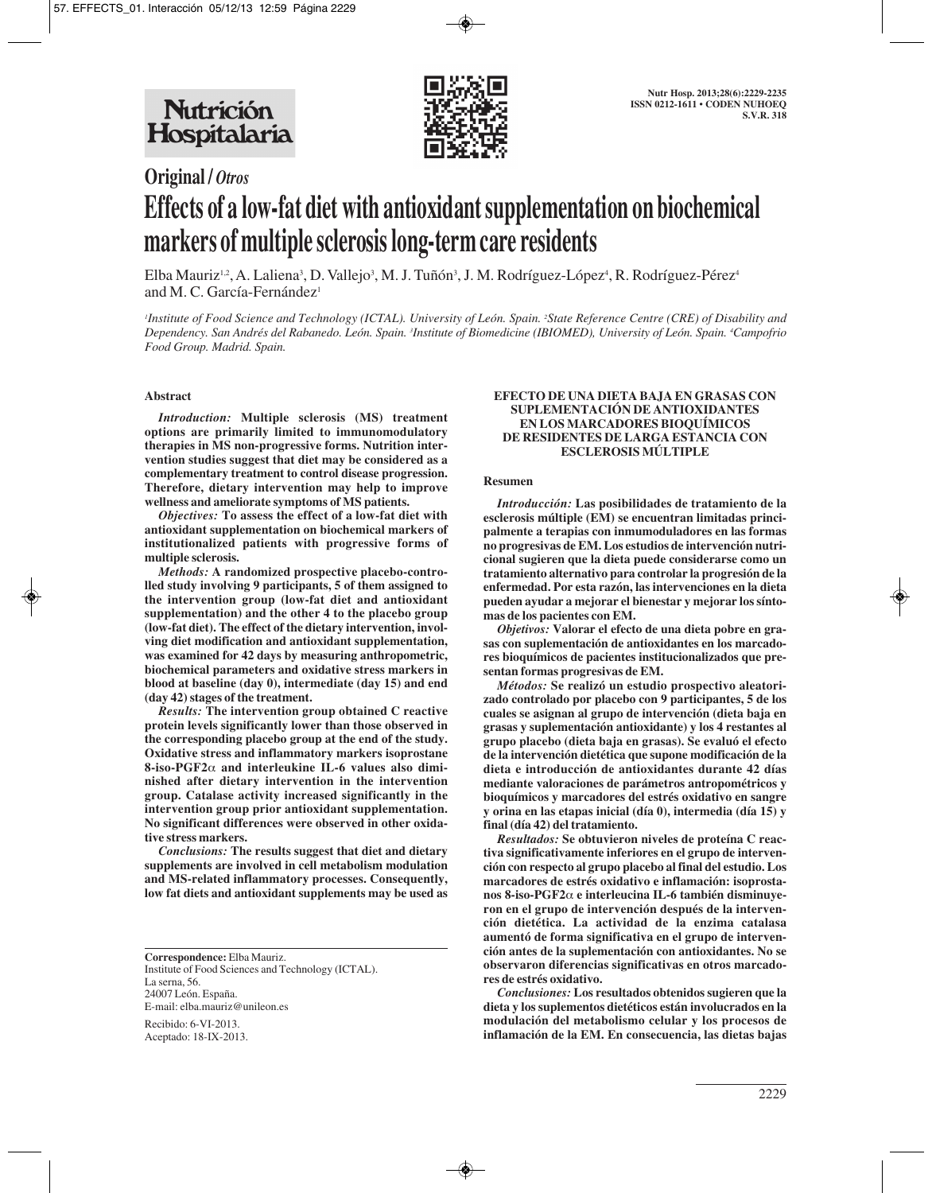**Original / *Otros***

# Effects of a low-fat diet with antioxidant supplementation on biochemical markers of multiple sclerosis long-term care residents

Elba Mauriz[1,2], A. Laliena[3], D. Vallejo[3], M. J. Tuñón[3], J. M. Rodríguez-López[4], R. Rodríguez-Pérez[4] and M. C. García-Fernández[1]

[1]*Institute of Food Science and Technology (ICTAL). University of León. Spain.* [2]*State Reference Centre (CRE) of Disability and Dependency. San Andrés del Rabanedo. León. Spain.* [3]*Institute of Biomedicine (IBIOMED), University of León. Spain.* [4]*Campofrio Food Group. Madrid. Spain.*

## Abstract

***Introduction:*** **Multiple sclerosis (MS) treatment options are primarily limited to immunomodulatory therapies in MS non-progressive forms. Nutrition intervention studies suggest that diet may be considered as a complementary treatment to control disease progression. Therefore, dietary intervention may help to improve wellness and ameliorate symptoms of MS patients.**

***Objectives:*** **To assess the effect of a low-fat diet with antioxidant supplementation on biochemical markers of institutionalized patients with progressive forms of multiple sclerosis.**

***Methods:*** **A randomized prospective placebo-controlled study involving 9 participants, 5 of them assigned to the intervention group (low-fat diet and antioxidant supplementation) and the other 4 to the placebo group (low-fat diet). The effect of the dietary intervention, involving diet modification and antioxidant supplementation, was examined for 42 days by measuring anthropometric, biochemical parameters and oxidative stress markers in blood at baseline (day 0), intermediate (day 15) and end (day 42) stages of the treatment.**

***Results:*** **The intervention group obtained C reactive protein levels significantly lower than those observed in the corresponding placebo group at the end of the study. Oxidative stress and inflammatory markers isoprostane 8-iso-PGF2$\alpha$ and interleukine IL-6 values also diminished after dietary intervention in the intervention group. Catalase activity increased significantly in the intervention group prior antioxidant supplementation. No significant differences were observed in other oxidative stress markers.**

***Conclusions:*** **The results suggest that diet and dietary supplements are involved in cell metabolism modulation and MS-related inflammatory processes. Consequently, low fat diets and antioxidant supplements may be used as**

**Correspondence:** Elba Mauriz.
Institute of Food Sciences and Technology (ICTAL).
La serna, 56.
24007 León. España.
E-mail: elba.mauriz@unileon.es

Recibido: 6-VI-2013.
Aceptado: 18-IX-2013.

### EFECTO DE UNA DIETA BAJA EN GRASAS CON SUPLEMENTACIÓN DE ANTIOXIDANTES EN LOS MARCADORES BIOQUÍMICOS DE RESIDENTES DE LARGA ESTANCIA CON ESCLEROSIS MÚLTIPLE

## Resumen

***Introducción:*** **Las posibilidades de tratamiento de la esclerosis múltiple (EM) se encuentran limitadas principalmente a terapias con inmunomoduladores en las formas no progresivas de EM. Los estudios de intervención nutricional sugieren que la dieta puede considerarse como un tratamiento alternativo para controlar la progresión de la enfermedad. Por esta razón, las intervenciones en la dieta pueden ayudar a mejorar el bienestar y mejorar los síntomas de los pacientes con EM.**

***Objetivos:*** **Valorar el efecto de una dieta pobre en grasas con suplementación de antioxidantes en los marcadores bioquímicos de pacientes institucionalizados que presentan formas progresivas de EM.**

***Métodos:*** **Se realizó un estudio prospectivo aleatorizado controlado por placebo con 9 participantes, 5 de los cuales se asignan al grupo de intervención (dieta baja en grasas y suplementación antioxidante) y los 4 restantes al grupo placebo (dieta baja en grasas). Se evaluó el efecto de la intervención dietética que supone modificación de la dieta e introducción de antioxidantes durante 42 días mediante valoraciones de parámetros antropométricos y bioquímicos y marcadores del estrés oxidativo en sangre y orina en las etapas inicial (día 0), intermedia (día 15) y final (día 42) del tratamiento.**

***Resultados:*** **Se obtuvieron niveles de proteína C reactiva significativamente inferiores en el grupo de intervención con respecto al grupo placebo al final del estudio. Los marcadores de estrés oxidativo e inflamación: isoprostanos 8-iso-PGF2$\alpha$ e interleucina IL-6 también disminuyeron en el grupo de intervención después de la intervención dietética. La actividad de la enzima catalasa aumentó de forma significativa en el grupo de intervención antes de la suplementación con antioxidantes. No se observaron diferencias significativas en otros marcadores de estrés oxidativo.**

***Conclusiones:*** **Los resultados obtenidos sugieren que la dieta y los suplementos dietéticos están involucrados en la modulación del metabolismo celular y los procesos de inflamación de la EM. En consecuencia, las dietas bajas**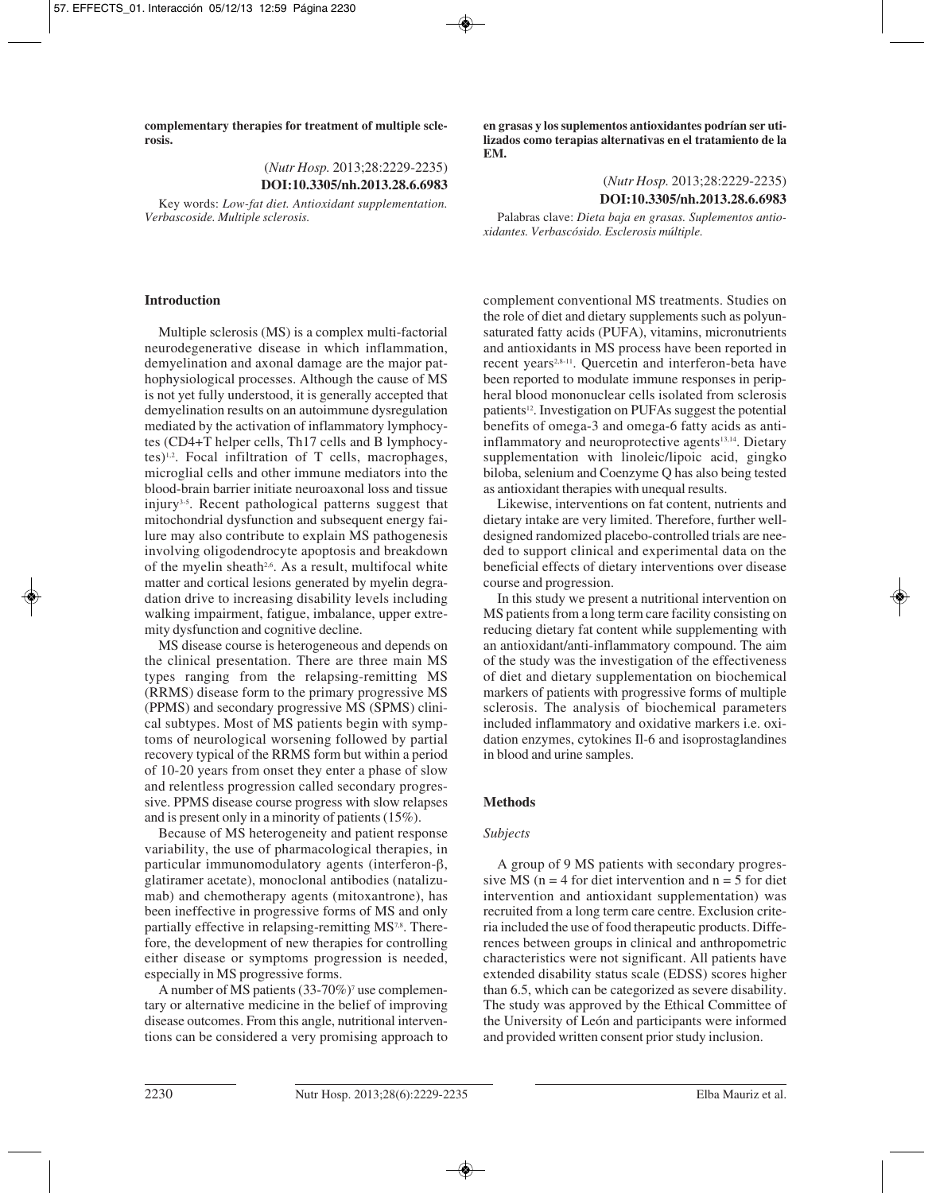**complementary therapies for treatment of multiple sclerosis.**

(*Nutr Hosp.* 2013;28:2229-2235)

**DOI:10.3305/nh.2013.28.6.6983**

Key words: *Low-fat diet. Antioxidant supplementation. Verbascoside. Multiple sclerosis.*

**en grasas y los suplementos antioxidantes podrían ser utilizados como terapias alternativas en el tratamiento de la EM.**

(*Nutr Hosp.* 2013;28:2229-2235)

**DOI:10.3305/nh.2013.28.6.6983**

Palabras clave: *Dieta baja en grasas. Suplementos antioxidantes. Verbascósido. Esclerosis múltiple.*

## Introduction

Multiple sclerosis (MS) is a complex multi-factorial neurodegenerative disease in which inflammation, demyelination and axonal damage are the major pathophysiological processes. Although the cause of MS is not yet fully understood, it is generally accepted that demyelination results on an autoimmune dysregulation mediated by the activation of inflammatory lymphocytes (CD4+T helper cells, Th17 cells and B lymphocytes)[1,2]. Focal infiltration of T cells, macrophages, microglial cells and other immune mediators into the blood-brain barrier initiate neuroaxonal loss and tissue injury[3-5]. Recent pathological patterns suggest that mitochondrial dysfunction and subsequent energy failure may also contribute to explain MS pathogenesis involving oligodendrocyte apoptosis and breakdown of the myelin sheath[2,6]. As a result, multifocal white matter and cortical lesions generated by myelin degradation drive to increasing disability levels including walking impairment, fatigue, imbalance, upper extremity dysfunction and cognitive decline.

MS disease course is heterogeneous and depends on the clinical presentation. There are three main MS types ranging from the relapsing-remitting MS (RRMS) disease form to the primary progressive MS (PPMS) and secondary progressive MS (SPMS) clinical subtypes. Most of MS patients begin with symptoms of neurological worsening followed by partial recovery typical of the RRMS form but within a period of 10-20 years from onset they enter a phase of slow and relentless progression called secondary progressive. PPMS disease course progress with slow relapses and is present only in a minority of patients (15%).

Because of MS heterogeneity and patient response variability, the use of pharmacological therapies, in particular immunomodulatory agents (interferon-β, glatiramer acetate), monoclonal antibodies (natalizumab) and chemotherapy agents (mitoxantrone), has been ineffective in progressive forms of MS and only partially effective in relapsing-remitting MS[7,8]. Therefore, the development of new therapies for controlling either disease or symptoms progression is needed, especially in MS progressive forms.

A number of MS patients (33-70%)[7] use complementary or alternative medicine in the belief of improving disease outcomes. From this angle, nutritional interventions can be considered a very promising approach to complement conventional MS treatments. Studies on the role of diet and dietary supplements such as polyunsaturated fatty acids (PUFA), vitamins, micronutrients and antioxidants in MS process have been reported in recent years[2,8-11]. Quercetin and interferon-beta have been reported to modulate immune responses in peripheral blood mononuclear cells isolated from sclerosis patients[12]. Investigation on PUFAs suggest the potential benefits of omega-3 and omega-6 fatty acids as anti-inflammatory and neuroprotective agents[13,14]. Dietary supplementation with linoleic/lipoic acid, gingko biloba, selenium and Coenzyme Q has also being tested as antioxidant therapies with unequal results.

Likewise, interventions on fat content, nutrients and dietary intake are very limited. Therefore, further well-designed randomized placebo-controlled trials are needed to support clinical and experimental data on the beneficial effects of dietary interventions over disease course and progression.

In this study we present a nutritional intervention on MS patients from a long term care facility consisting on reducing dietary fat content while supplementing with an antioxidant/anti-inflammatory compound. The aim of the study was the investigation of the effectiveness of diet and dietary supplementation on biochemical markers of patients with progressive forms of multiple sclerosis. The analysis of biochemical parameters included inflammatory and oxidative markers i.e. oxidation enzymes, cytokines Il-6 and isoprostaglandines in blood and urine samples.

## Methods

### *Subjects*

A group of 9 MS patients with secondary progressive MS ($n = 4$ for diet intervention and $n = 5$ for diet intervention and antioxidant supplementation) was recruited from a long term care centre. Exclusion criteria included the use of food therapeutic products. Differences between groups in clinical and anthropometric characteristics were not significant. All patients have extended disability status scale (EDSS) scores higher than 6.5, which can be categorized as severe disability. The study was approved by the Ethical Committee of the University of León and participants were informed and provided written consent prior study inclusion.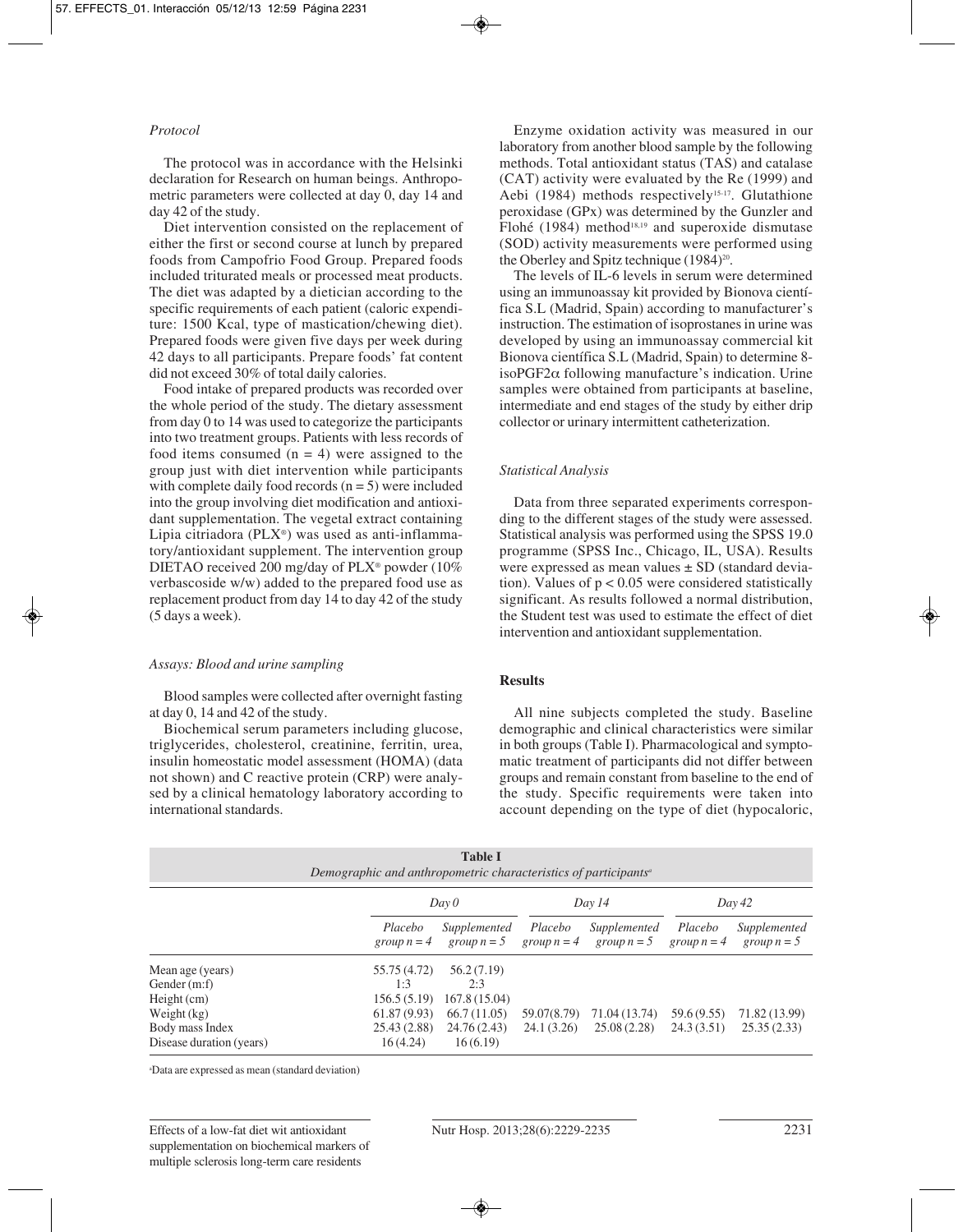*Protocol*

The protocol was in accordance with the Helsinki declaration for Research on human beings. Anthropometric parameters were collected at day 0, day 14 and day 42 of the study.

Diet intervention consisted on the replacement of either the first or second course at lunch by prepared foods from Campofrio Food Group. Prepared foods included triturated meals or processed meat products. The diet was adapted by a dietician according to the specific requirements of each patient (caloric expenditure: 1500 Kcal, type of mastication/chewing diet). Prepared foods were given five days per week during 42 days to all participants. Prepare foods' fat content did not exceed 30% of total daily calories.

Food intake of prepared products was recorded over the whole period of the study. The dietary assessment from day 0 to 14 was used to categorize the participants into two treatment groups. Patients with less records of food items consumed (n = 4) were assigned to the group just with diet intervention while participants with complete daily food records (n = 5) were included into the group involving diet modification and antioxidant supplementation. The vegetal extract containing Lipia citriadora (PLX®) was used as anti-inflammatory/antioxidant supplement. The intervention group DIETAO received 200 mg/day of PLX® powder (10% verbascoside w/w) added to the prepared food use as replacement product from day 14 to day 42 of the study (5 days a week).

*Assays: Blood and urine sampling*

Blood samples were collected after overnight fasting at day 0, 14 and 42 of the study.

Biochemical serum parameters including glucose, triglycerides, cholesterol, creatinine, ferritin, urea, insulin homeostatic model assessment (HOMA) (data not shown) and C reactive protein (CRP) were analysed by a clinical hematology laboratory according to international standards.

Enzyme oxidation activity was measured in our laboratory from another blood sample by the following methods. Total antioxidant status (TAS) and catalase (CAT) activity were evaluated by the Re (1999) and Aebi (1984) methods respectively[15-17]. Glutathione peroxidase (GPx) was determined by the Gunzler and Flohé (1984) method[18,19] and superoxide dismutase (SOD) activity measurements were performed using the Oberley and Spitz technique (1984)[20].

The levels of IL-6 levels in serum were determined using an immunoassay kit provided by Bionova científica S.L (Madrid, Spain) according to manufacturer's instruction. The estimation of isoprostanes in urine was developed by using an immunoassay commercial kit Bionova científica S.L (Madrid, Spain) to determine 8-isoPGF2$\alpha$ following manufacture's indication. Urine samples were obtained from participants at baseline, intermediate and end stages of the study by either drip collector or urinary intermittent catheterization.

*Statistical Analysis*

Data from three separated experiments corresponding to the different stages of the study were assessed. Statistical analysis was performed using the SPSS 19.0 programme (SPSS Inc., Chicago, IL, USA). Results were expressed as mean values ± SD (standard deviation). Values of $p < 0.05$ were considered statistically significant. As results followed a normal distribution, the Student test was used to estimate the effect of diet intervention and antioxidant supplementation.

## Results

All nine subjects completed the study. Baseline demographic and clinical characteristics were similar in both groups (Table I). Pharmacological and symptomatic treatment of participants did not differ between groups and remain constant from baseline to the end of the study. Specific requirements were taken into account depending on the type of diet (hypocaloric,

**Table I**
*Demographic and anthropometric characteristics of participants*[a]

| | Day 0 | | Day 14 | | Day 42 | |
|---|---|---|---|---|---|---|
| | Placebo group n = 4 | Supplemented group n = 5 | Placebo group n = 4 | Supplemented group n = 5 | Placebo group n = 4 | Supplemented group n = 5 |
| Mean age (years) | 55.75 (4.72) | 56.2 (7.19) | | | | |
| Gender (m:f) | 1:3 | 2:3 | | | | |
| Height (cm) | 156.5 (5.19) | 167.8 (15.04) | | | | |
| Weight (kg) | 61.87 (9.93) | 66.7 (11.05) | 59.07(8.79) | 71.04 (13.74) | 59.6 (9.55) | 71.82 (13.99) |
| Body mass Index | 25.43 (2.88) | 24.76 (2.43) | 24.1 (3.26) | 25.08 (2.28) | 24.3 (3.51) | 25.35 (2.33) |
| Disease duration (years) | 16 (4.24) | 16 (6.19) | | | | |

[a]Data are expressed as mean (standard deviation)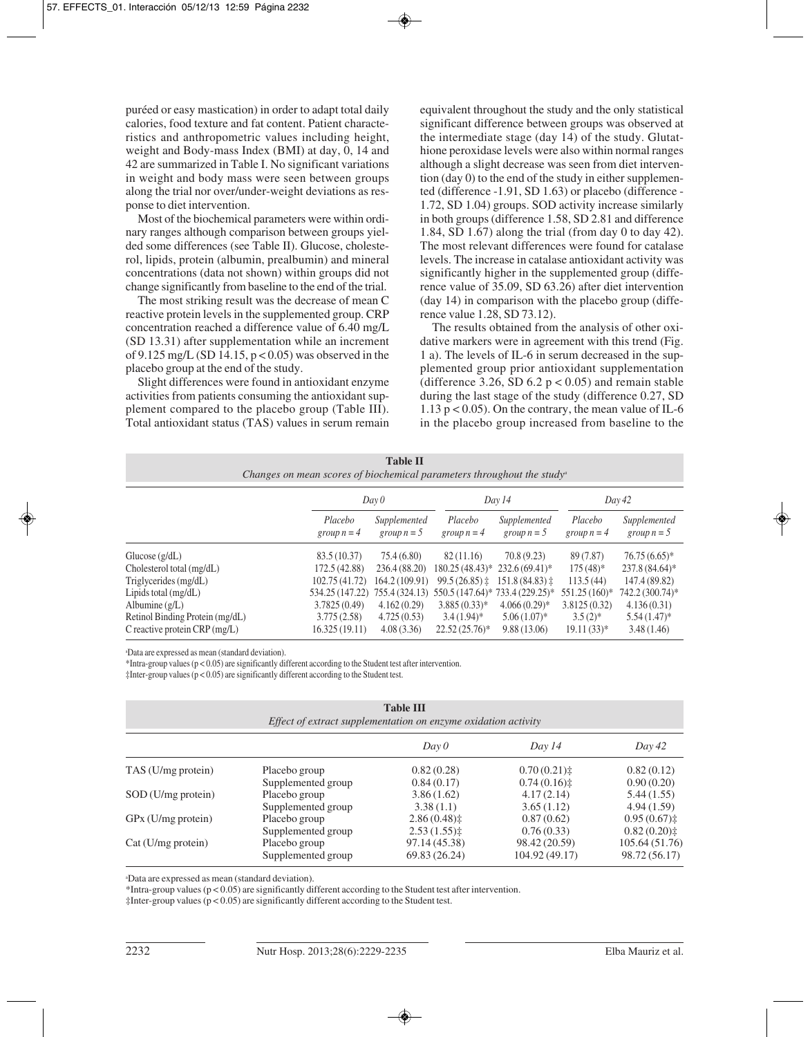puréed or easy mastication) in order to adapt total daily calories, food texture and fat content. Patient characteristics and anthropometric values including height, weight and Body-mass Index (BMI) at day, 0, 14 and 42 are summarized in Table I. No significant variations in weight and body mass were seen between groups along the trial nor over/under-weight deviations as response to diet intervention.

Most of the biochemical parameters were within ordinary ranges although comparison between groups yielded some differences (see Table II). Glucose, cholesterol, lipids, protein (albumin, prealbumin) and mineral concentrations (data not shown) within groups did not change significantly from baseline to the end of the trial.

The most striking result was the decrease of mean C reactive protein levels in the supplemented group. CRP concentration reached a difference value of 6.40 mg/L (SD 13.31) after supplementation while an increment of 9.125 mg/L (SD 14.15, $p < 0.05$) was observed in the placebo group at the end of the study.

Slight differences were found in antioxidant enzyme activities from patients consuming the antioxidant supplement compared to the placebo group (Table III). Total antioxidant status (TAS) values in serum remain equivalent throughout the study and the only statistical significant difference between groups was observed at the intermediate stage (day 14) of the study. Glutathione peroxidase levels were also within normal ranges although a slight decrease was seen from diet intervention (day 0) to the end of the study in either supplemented (difference -1.91, SD 1.63) or placebo (difference -1.72, SD 1.04) groups. SOD activity increase similarly in both groups (difference 1.58, SD 2.81 and difference 1.84, SD 1.67) along the trial (from day 0 to day 42). The most relevant differences were found for catalase levels. The increase in catalase antioxidant activity was significantly higher in the supplemented group (difference value of 35.09, SD 63.26) after diet intervention (day 14) in comparison with the placebo group (difference value 1.28, SD 73.12).

The results obtained from the analysis of other oxidative markers were in agreement with this trend (Fig. 1 a). The levels of IL-6 in serum decreased in the supplemented group prior antioxidant supplementation (difference 3.26, SD 6.2 $p < 0.05$) and remain stable during the last stage of the study (difference 0.27, SD 1.13 $p < 0.05$). On the contrary, the mean value of IL-6 in the placebo group increased from baseline to the

**Table II**
*Changes on mean scores of biochemical parameters throughout the study*[a]

| | Day 0 | | Day 14 | | Day 42 | |
|---|---|---|---|---|---|---|
| | Placebo group n = 4 | Supplemented group n = 5 | Placebo group n = 4 | Supplemented group n = 5 | Placebo group n = 4 | Supplemented group n = 5 |
| Glucose (g/dL) | 83.5 (10.37) | 75.4 (6.80) | 82 (11.16) | 70.8 (9.23) | 89 (7.87) | 76.75 (6.65)* |
| Cholesterol total (mg/dL) | 172.5 (42.88) | 236.4 (88.20) | 180.25 (48.43)* | 232.6 (69.41)* | 175 (48)* | 237.8 (84.64)* |
| Triglycerides (mg/dL) | 102.75 (41.72) | 164.2 (109.91) | 99.5 (26.85) ‡ | 151.8 (84.83) ‡ | 113.5 (44) | 147.4 (89.82) |
| Lipids total (mg/dL) | 534.25 (147.22) | 755.4 (324.13) | 550.5 (147.64)* | 733.4 (229.25)* | 551.25 (160)* | 742.2 (300.74)* |
| Albumine (g/L) | 3.7825 (0.49) | 4.162 (0.29) | 3.885 (0.33)* | 4.066 (0.29)* | 3.8125 (0.32) | 4.136 (0.31) |
| Retinol Binding Protein (mg/dL) | 3.775 (2.58) | 4.725 (0.53) | 3.4 (1.94)* | 5.06 (1.07)* | 3.5 (2)* | 5.54 (1.47)* |
| C reactive protein CRP (mg/L) | 16.325 (19.11) | 4.08 (3.36) | 22.52 (25.76)* | 9.88 (13.06) | 19.11 (33)* | 3.48 (1.46) |

[a]Data are expressed as mean (standard deviation).
*Intra-group values ($p < 0.05$) are significantly different according to the Student test after intervention.
‡Inter-group values ($p < 0.05$) are significantly different according to the Student test.

**Table III**
*Effect of extract supplementation on enzyme oxidation activity*

| | | Day 0 | Day 14 | Day 42 |
|---|---|---|---|---|
| TAS (U/mg protein) | Placebo group | 0.82 (0.28) | 0.70 (0.21)‡ | 0.82 (0.12) |
| | Supplemented group | 0.84 (0.17) | 0.74 (0.16)‡ | 0.90 (0.20) |
| SOD (U/mg protein) | Placebo group | 3.86 (1.62) | 4.17 (2.14) | 5.44 (1.55) |
| | Supplemented group | 3.38 (1.1) | 3.65 (1.12) | 4.94 (1.59) |
| GPx (U/mg protein) | Placebo group | 2.86 (0.48)‡ | 0.87 (0.62) | 0.95 (0.67)‡ |
| | Supplemented group | 2.53 (1.55)‡ | 0.76 (0.33) | 0.82 (0.20)‡ |
| Cat (U/mg protein) | Placebo group | 97.14 (45.38) | 98.42 (20.59) | 105.64 (51.76) |
| | Supplemented group | 69.83 (26.24) | 104.92 (49.17) | 98.72 (56.17) |

[a]Data are expressed as mean (standard deviation).
*Intra-group values ($p < 0.05$) are significantly different according to the Student test after intervention.
‡Inter-group values ($p < 0.05$) are significantly different according to the Student test.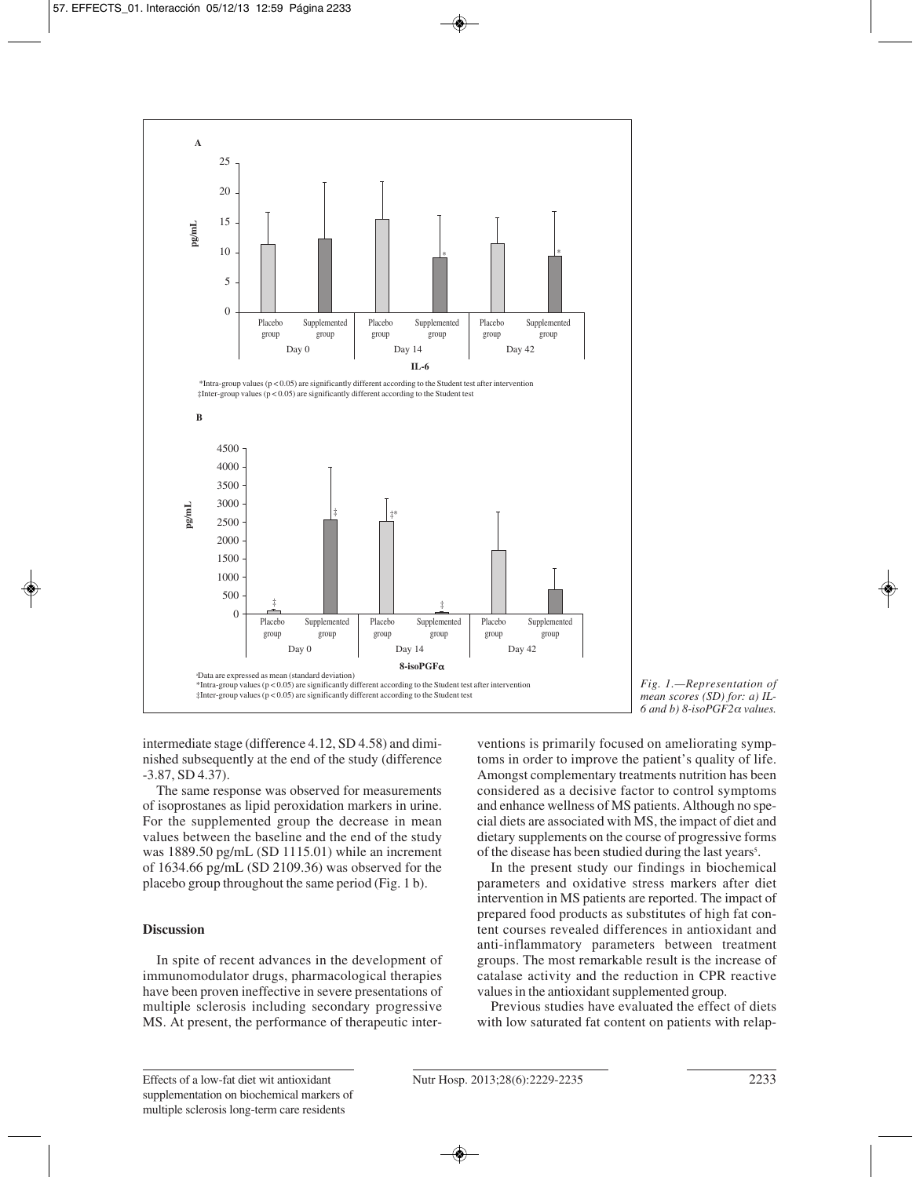**A**

*Intra-group values ($p < 0.05$) are significantly different according to the Student test after intervention
‡Inter-group values ($p < 0.05$) are significantly different according to the Student test

**B**

[a]Data are expressed as mean (standard deviation)
*Intra-group values ($p < 0.05$) are significantly different according to the Student test after intervention
‡Inter-group values ($p < 0.05$) are significantly different according to the Student test

*Fig. 1.—Representation of mean scores (SD) for: a) IL-6 and b) 8-isoPGF2α values.*

intermediate stage (difference 4.12, SD 4.58) and diminished subsequently at the end of the study (difference -3.87, SD 4.37).

The same response was observed for measurements of isoprostanes as lipid peroxidation markers in urine. For the supplemented group the decrease in mean values between the baseline and the end of the study was 1889.50 pg/mL (SD 1115.01) while an increment of 1634.66 pg/mL (SD 2109.36) was observed for the placebo group throughout the same period (Fig. 1 b).

## Discussion

In spite of recent advances in the development of immunomodulator drugs, pharmacological therapies have been proven ineffective in severe presentations of multiple sclerosis including secondary progressive MS. At present, the performance of therapeutic interventions is primarily focused on ameliorating symptoms in order to improve the patient's quality of life. Amongst complementary treatments nutrition has been considered as a decisive factor to control symptoms and enhance wellness of MS patients. Although no special diets are associated with MS, the impact of diet and dietary supplements on the course of progressive forms of the disease has been studied during the last years[5].

In the present study our findings in biochemical parameters and oxidative stress markers after diet intervention in MS patients are reported. The impact of prepared food products as substitutes of high fat content courses revealed differences in antioxidant and anti-inflammatory parameters between treatment groups. The most remarkable result is the increase of catalase activity and the reduction in CPR reactive values in the antioxidant supplemented group.

Previous studies have evaluated the effect of diets with low saturated fat content on patients with relap-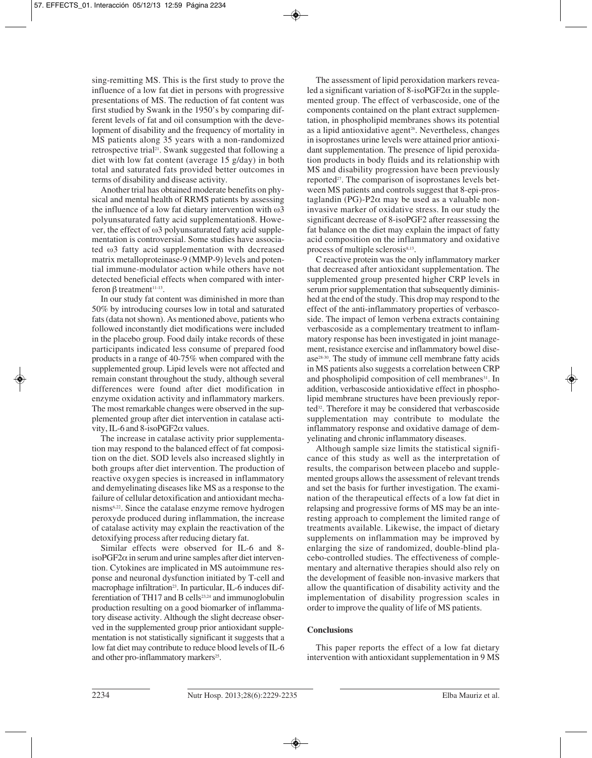sing-remitting MS. This is the first study to prove the influence of a low fat diet in persons with progressive presentations of MS. The reduction of fat content was first studied by Swank in the 1950's by comparing different levels of fat and oil consumption with the development of disability and the frequency of mortality in MS patients along 35 years with a non-randomized retrospective trial[21]. Swank suggested that following a diet with low fat content (average 15 g/day) in both total and saturated fats provided better outcomes in terms of disability and disease activity.

Another trial has obtained moderate benefits on physical and mental health of RRMS patients by assessing the influence of a low fat dietary intervention with ω3 polyunsaturated fatty acid supplementation8. However, the effect of ω3 polyunsaturated fatty acid supplementation is controversial. Some studies have associated ω3 fatty acid supplementation with decreased matrix metalloproteinase-9 (MMP-9) levels and potential immune-modulator action while others have not detected beneficial effects when compared with interferon β treatment[11-13].

In our study fat content was diminished in more than 50% by introducing courses low in total and saturated fats (data not shown). As mentioned above, patients who followed inconstantly diet modifications were included in the placebo group. Food daily intake records of these participants indicated less consume of prepared food products in a range of 40-75% when compared with the supplemented group. Lipid levels were not affected and remain constant throughout the study, although several differences were found after diet modification in enzyme oxidation activity and inflammatory markers. The most remarkable changes were observed in the supplemented group after diet intervention in catalase activity, IL-6 and 8-isoPGF2α values.

The increase in catalase activity prior supplementation may respond to the balanced effect of fat composition on the diet. SOD levels also increased slightly in both groups after diet intervention. The production of reactive oxygen species is increased in inflammatory and demyelinating diseases like MS as a response to the failure of cellular detoxification and antioxidant mechanisms[6,22]. Since the catalase enzyme remove hydrogen peroxyde produced during inflammation, the increase of catalase activity may explain the reactivation of the detoxifying process after reducing dietary fat.

Similar effects were observed for IL-6 and 8-isoPGF2α in serum and urine samples after diet intervention. Cytokines are implicated in MS autoimmune response and neuronal dysfunction initiated by T-cell and macrophage infiltration[23]. In particular, IL-6 induces differentiation of TH17 and B cells[23,24] and immunoglobulin production resulting on a good biomarker of inflammatory disease activity. Although the slight decrease observed in the supplemented group prior antioxidant supplementation is not statistically significant it suggests that a low fat diet may contribute to reduce blood levels of IL-6 and other pro-inflammatory markers[25].

The assessment of lipid peroxidation markers revealed a significant variation of 8-isoPGF2α in the supplemented group. The effect of verbascoside, one of the components contained on the plant extract supplementation, in phospholipid membranes shows its potential as a lipid antioxidative agent[26]. Nevertheless, changes in isoprostanes urine levels were attained prior antioxidant supplementation. The presence of lipid peroxidation products in body fluids and its relationship with MS and disability progression have been previously reported[27]. The comparison of isoprostanes levels between MS patients and controls suggest that 8-epi-prostaglandin (PG)-P2α may be used as a valuable non-invasive marker of oxidative stress. In our study the significant decrease of 8-isoPGF2 after reassessing the fat balance on the diet may explain the impact of fatty acid composition on the inflammatory and oxidative process of multiple sclerosis[8,13].

C reactive protein was the only inflammatory marker that decreased after antioxidant supplementation. The supplemented group presented higher CRP levels in serum prior supplementation that subsequently diminished at the end of the study. This drop may respond to the effect of the anti-inflammatory properties of verbascoside. The impact of lemon verbena extracts containing verbascoside as a complementary treatment to inflammatory response has been investigated in joint management, resistance exercise and inflammatory bowel disease[28-30]. The study of immune cell membrane fatty acids in MS patients also suggests a correlation between CRP and phospholipid composition of cell membranes[31]. In addition, verbascoside antioxidative effect in phospholipid membrane structures have been previously reported[32]. Therefore it may be considered that verbascoside supplementation may contribute to modulate the inflammatory response and oxidative damage of demyelinating and chronic inflammatory diseases.

Although sample size limits the statistical significance of this study as well as the interpretation of results, the comparison between placebo and supplemented groups allows the assessment of relevant trends and set the basis for further investigation. The examination of the therapeutical effects of a low fat diet in relapsing and progressive forms of MS may be an interesting approach to complement the limited range of treatments available. Likewise, the impact of dietary supplements on inflammation may be improved by enlarging the size of randomized, double-blind placebo-controlled studies. The effectiveness of complementary and alternative therapies should also rely on the development of feasible non-invasive markers that allow the quantification of disability activity and the implementation of disability progression scales in order to improve the quality of life of MS patients.

## Conclusions

This paper reports the effect of a low fat dietary intervention with antioxidant supplementation in 9 MS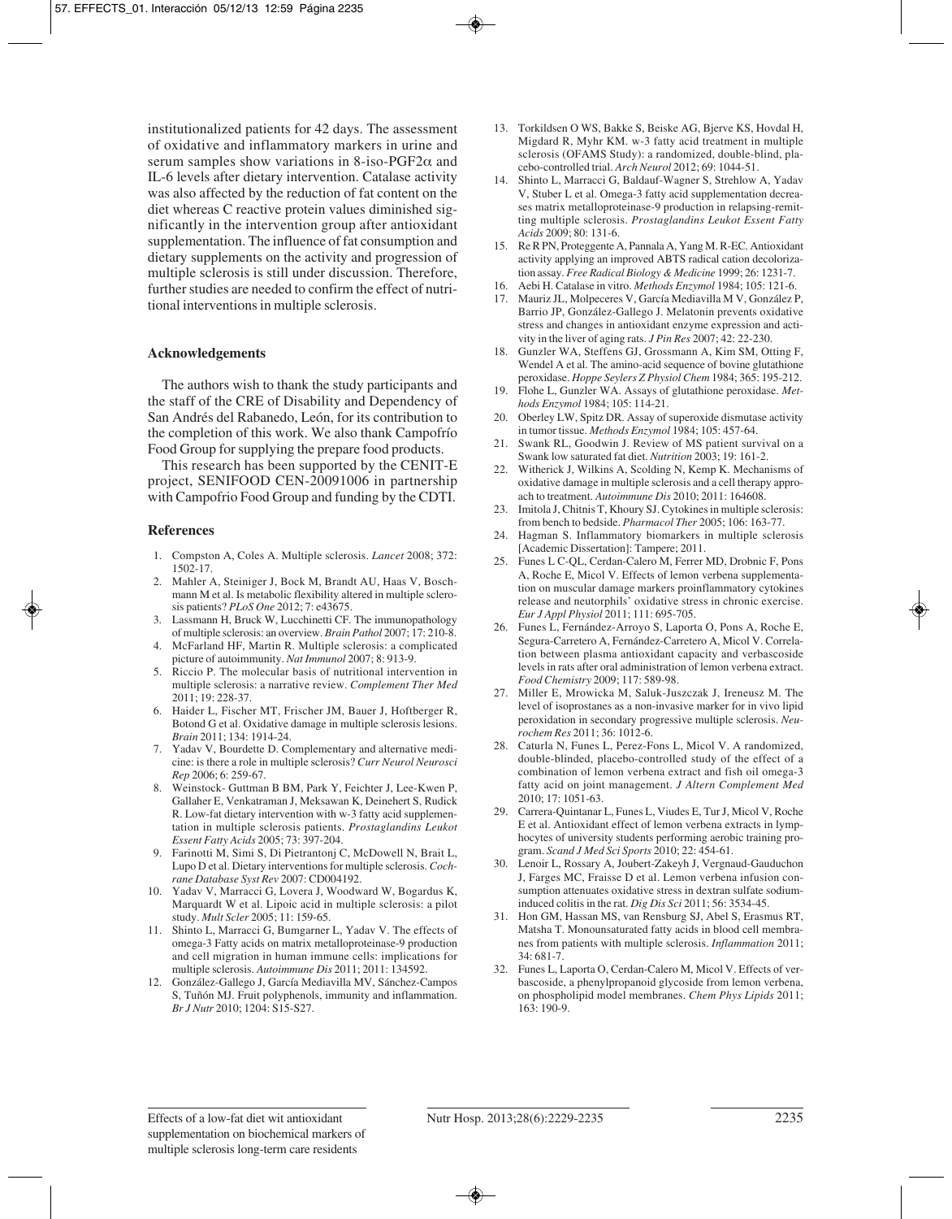institutionalized patients for 42 days. The assessment of oxidative and inflammatory markers in urine and serum samples show variations in 8-iso-PGF2α and IL-6 levels after dietary intervention. Catalase activity was also affected by the reduction of fat content on the diet whereas C reactive protein values diminished significantly in the intervention group after antioxidant supplementation. The influence of fat consumption and dietary supplements on the activity and progression of multiple sclerosis is still under discussion. Therefore, further studies are needed to confirm the effect of nutritional interventions in multiple sclerosis.

## Acknowledgements

The authors wish to thank the study participants and the staff of the CRE of Disability and Dependency of San Andrés del Rabanedo, León, for its contribution to the completion of this work. We also thank Campofrío Food Group for supplying the prepare food products.

This research has been supported by the CENIT-E project, SENIFOOD CEN-20091006 in partnership with Campofrio Food Group and funding by the CDTI.

## References

1. Compston A, Coles A. Multiple sclerosis. *Lancet* 2008; 372: 1502-17.
2. Mahler A, Steiniger J, Bock M, Brandt AU, Haas V, Boschmann M et al. Is metabolic flexibility altered in multiple sclerosis patients? *PLoS One* 2012; 7: e43675.
3. Lassmann H, Bruck W, Lucchinetti CF. The immunopathology of multiple sclerosis: an overview. *Brain Pathol* 2007; 17: 210-8.
4. McFarland HF, Martin R. Multiple sclerosis: a complicated picture of autoimmunity. *Nat Immunol* 2007; 8: 913-9.
5. Riccio P. The molecular basis of nutritional intervention in multiple sclerosis: a narrative review. *Complement Ther Med* 2011; 19: 228-37.
6. Haider L, Fischer MT, Frischer JM, Bauer J, Hoftberger R, Botond G et al. Oxidative damage in multiple sclerosis lesions. *Brain* 2011; 134: 1914-24.
7. Yadav V, Bourdette D. Complementary and alternative medicine: is there a role in multiple sclerosis? *Curr Neurol Neurosci Rep* 2006; 6: 259-67.
8. Weinstock- Guttman B BM, Park Y, Feichter J, Lee-Kwen P, Gallaher E, Venkatraman J, Meksawan K, Deinehert S, Rudick R. Low-fat dietary intervention with w-3 fatty acid supplementation in multiple sclerosis patients. *Prostaglandins Leukot Essent Fatty Acids* 2005; 73: 397-204.
9. Farinotti M, Simi S, Di Pietrantonj C, McDowell N, Brait L, Lupo D et al. Dietary interventions for multiple sclerosis. *Cochrane Database Syst Rev* 2007: CD004192.
10. Yadav V, Marracci G, Lovera J, Woodward W, Bogardus K, Marquardt W et al. Lipoic acid in multiple sclerosis: a pilot study. *Mult Scler* 2005; 11: 159-65.
11. Shinto L, Marracci G, Bumgarner L, Yadav V. The effects of omega-3 Fatty acids on matrix metalloproteinase-9 production and cell migration in human immune cells: implications for multiple sclerosis. *Autoimmune Dis* 2011; 2011: 134592.
12. González-Gallego J, García Mediavilla MV, Sánchez-Campos S, Tuñón MJ. Fruit polyphenols, immunity and inflammation. *Br J Nutr* 2010; 1204: S15-S27.
13. Torkildsen O WS, Bakke S, Beiske AG, Bjerve KS, Hovdal H, Migdard R, Myhr KM. w-3 fatty acid treatment in multiple sclerosis (OFAMS Study): a randomized, double-blind, placebo-controlled trial. *Arch Neurol* 2012; 69: 1044-51.
14. Shinto L, Marracci G, Baldauf-Wagner S, Strehlow A, Yadav V, Stuber L et al. Omega-3 fatty acid supplementation decreases matrix metalloproteinase-9 production in relapsing-remitting multiple sclerosis. *Prostaglandins Leukot Essent Fatty Acids* 2009; 80: 131-6.
15. Re R PN, Proteggente A, Pannala A, Yang M. R-EC. Antioxidant activity applying an improved ABTS radical cation decolorization assay. *Free Radical Biology & Medicine* 1999; 26: 1231-7.
16. Aebi H. Catalase in vitro. *Methods Enzymol* 1984; 105: 121-6.
17. Mauriz JL, Molpeceres V, García Mediavilla M V, González P, Barrio JP, González-Gallego J. Melatonin prevents oxidative stress and changes in antioxidant enzyme expression and activity in the liver of aging rats. *J Pin Res* 2007; 42: 22-230.
18. Gunzler WA, Steffens GJ, Grossmann A, Kim SM, Otting F, Wendel A et al. The amino-acid sequence of bovine glutathione peroxidase. *Hoppe Seylers Z Physiol Chem* 1984; 365: 195-212.
19. Flohe L, Gunzler WA. Assays of glutathione peroxidase. *Methods Enzymol* 1984; 105: 114-21.
20. Oberley LW, Spitz DR. Assay of superoxide dismutase activity in tumor tissue. *Methods Enzymol* 1984; 105: 457-64.
21. Swank RL, Goodwin J. Review of MS patient survival on a Swank low saturated fat diet. *Nutrition* 2003; 19: 161-2.
22. Witherick J, Wilkins A, Scolding N, Kemp K. Mechanisms of oxidative damage in multiple sclerosis and a cell therapy approach to treatment. *Autoimmune Dis* 2010; 2011: 164608.
23. Imitola J, Chitnis T, Khoury SJ. Cytokines in multiple sclerosis: from bench to bedside. *Pharmacol Ther* 2005; 106: 163-77.
24. Hagman S. Inflammatory biomarkers in multiple sclerosis [Academic Dissertation]: Tampere; 2011.
25. Funes L C-QL, Cerdan-Calero M, Ferrer MD, Drobnic F, Pons A, Roche E, Micol V. Effects of lemon verbena supplementation on muscular damage markers proinflammatory cytokines release and neutorphils' oxidative stress in chronic exercise. *Eur J Appl Physiol* 2011; 111: 695-705.
26. Funes L, Fernández-Arroyo S, Laporta O, Pons A, Roche E, Segura-Carretero A, Fernández-Carretero A, Micol V. Correlation between plasma antioxidant capacity and verbascoside levels in rats after oral administration of lemon verbena extract. *Food Chemistry* 2009; 117: 589-98.
27. Miller E, Mrowicka M, Saluk-Juszczak J, Ireneusz M. The level of isoprostanes as a non-invasive marker for in vivo lipid peroxidation in secondary progressive multiple sclerosis. *Neurochem Res* 2011; 36: 1012-6.
28. Caturla N, Funes L, Perez-Fons L, Micol V. A randomized, double-blinded, placebo-controlled study of the effect of a combination of lemon verbena extract and fish oil omega-3 fatty acid on joint management. *J Altern Complement Med* 2010; 17: 1051-63.
29. Carrera-Quintanar L, Funes L, Viudes E, Tur J, Micol V, Roche E et al. Antioxidant effect of lemon verbena extracts in lymphocytes of university students performing aerobic training program. *Scand J Med Sci Sports* 2010; 22: 454-61.
30. Lenoir L, Rossary A, Joubert-Zakeyh J, Vergnaud-Gauduchon J, Farges MC, Fraisse D et al. Lemon verbena infusion consumption attenuates oxidative stress in dextran sulfate sodium-induced colitis in the rat. *Dig Dis Sci* 2011; 56: 3534-45.
31. Hon GM, Hassan MS, van Rensburg SJ, Abel S, Erasmus RT, Matsha T. Monounsaturated fatty acids in blood cell membranes from patients with multiple sclerosis. *Inflammation* 2011; 34: 681-7.
32. Funes L, Laporta O, Cerdan-Calero M, Micol V. Effects of verbascoside, a phenylpropanoid glycoside from lemon verbena, on phospholipid model membranes. *Chem Phys Lipids* 2011; 163: 190-9.